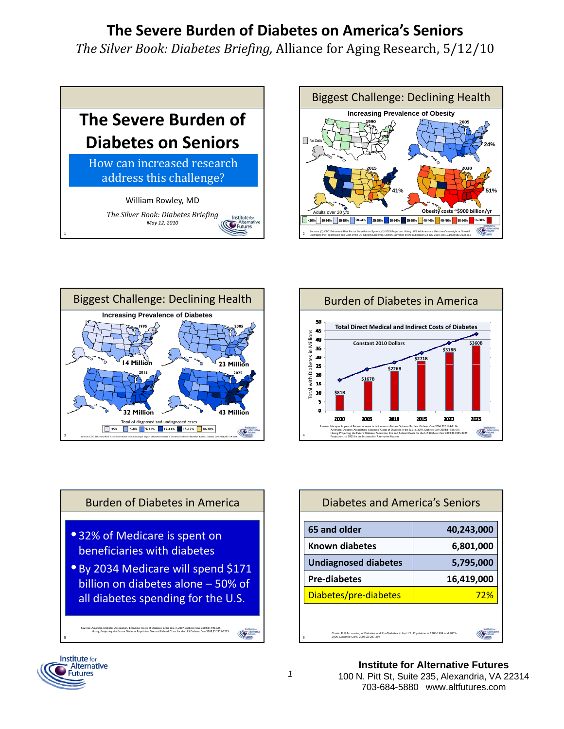# The Severe Burden of Diabetes on America's Seniors

*The Silver Book: Diabetes Briefing,* Alliance for Aging Research, 5/12/10

## The Severe Burden of Diabetes on Seniors

How can increased research address this challenge?

William Rowley, MD

*The Silver Book: Diabetes Briefing*

*May 12, 2010*

## Biggest Challenge: Declining Health

**Increasing Prevalence of Obesity**

1990 | 2005 | 2015 | 2030

24% | 41% | 51%

Adults over 20 y/o

Obesity costs ~$900 billion/yr

No Data | <10% | 10-14% | 15-19% | 20-24% | 25-29% | 30-34% | 35-39% | 40-44% | 45-49% | 50-54% | 55-60%

Sources: (1) CDC Behavioral Risk Factor Surveillance System (2) 2015 Projection: Wang. Will All Americans Become Overweight or Obese? Estimating the Progression and Cost of the US Obesity Epidemic. Obesity; advance online publication 24 July 2008. doi:10.1038/oby.2008.351

## Biggest Challenge: Declining Health

**Increasing Prevalence of Diabetes**

1995: 14 Million | 2005: 23 Million | 2015: 32 Million | 2025: 43 Million

Total of diagnosed and undiagnosed cases

<5% | 5-8% | 9-11% | 12-14% | 15-17% | 18-20%

Sources: CDC Behavioral Risk Factor Surveillance System; Narayan. Impact of Recent Increase in Incidence on Future Diabetes Burden. Diabetes Care 2006;29:2114-2116

## Burden of Diabetes in America

**Total Direct Medical and Indirect Costs of Diabetes**

Constant 2010 Dollars

| Year | Cost |
|---|---|
| 2000 | $81B |
| 2005 | $167B |
| 2010 | $226B |
| 2015 | $271B |
| 2020 | $318B |
| 2025 | $360B |

Total with Diabetes in Millions

Sources: Narayan. Impact of Recent Increase in Incidence on Future Diabetes Burden. Diabetes Care 2006;29:2114-2116; American Diabetes Association. Economic Costs of Diabetes in the U.S. in 2007. Diabetes Care 2008;31:596-615; Huang. Projecting the Future Diabetes Population Size and Related Costs for the U.S. Diabetes Care 2009;32:2225-2229; Projections to 2025 by the Institute for Alternative Futures

## Burden of Diabetes in America

- 32% of Medicare is spent on beneficiaries with diabetes
- By 2034 Medicare will spend $171 billion on diabetes alone – 50% of all diabetes spending for the U.S.

Sources: American Diabetes Association. Economic Costs of Diabetes in the U.S. in 2007. Diabetes Care 2008;31:596-615; Huang. Projecting the Future Diabetes Population Size and Related Costs for the U.S. Diabetes Care 2009;32:2225-2229

## Diabetes and America's Seniors

| | |
|---|---|
| 65 and older | 40,243,000 |
| Known diabetes | 6,801,000 |
| Undiagnosed diabetes | 5,795,000 |
| Pre-diabetes | 16,419,000 |
| Diabetes/pre-diabetes | 72% |

Cowie. Full Accounting of Diabetes and Pre-Diabetes in the U.S. Population in 1988-1994 and 2005-2006. Diabetes Care. 2008;32:287-294

**Institute for Alternative Futures**
100 N. Pitt St, Suite 235, Alexandria, VA 22314
703-684-5880 www.altfutures.com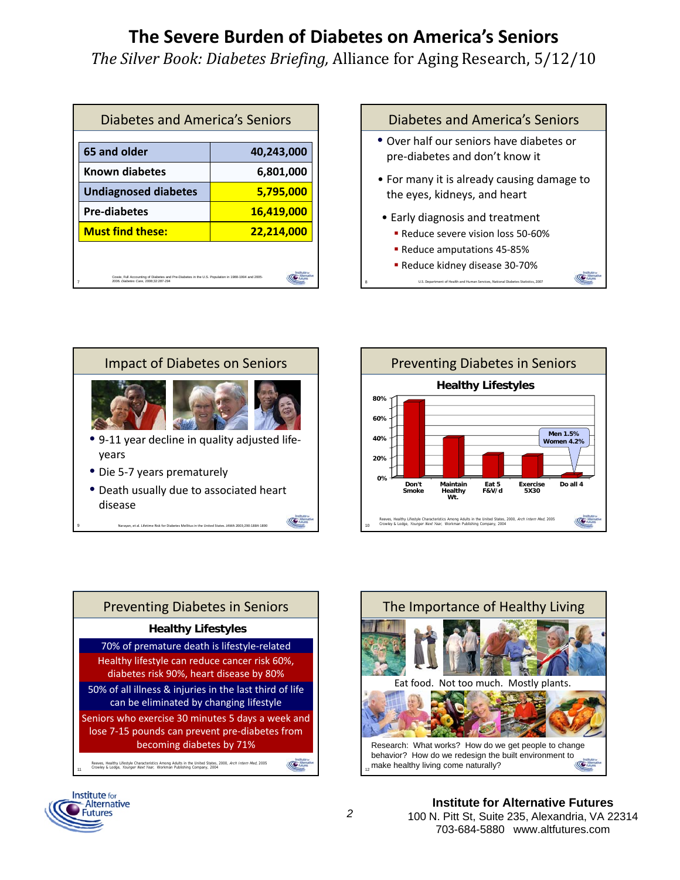# The Severe Burden of Diabetes on America's Seniors

*The Silver Book: Diabetes Briefing,* Alliance for Aging Research, 5/12/10

## Diabetes and America's Seniors

| 65 and older | 40,243,000 |
|---|---|
| Known diabetes | 6,801,000 |
| Undiagnosed diabetes | 5,795,000 |
| Pre-diabetes | 16,419,000 |
| **Must find these:** | **22,214,000** |

Cowie, Full Accounting of Diabetes and Pre-Diabetes in the U.S. Population in 1988-1994 and 2005-2006. *Diabetes Care,* 2008;32:287-294

## Diabetes and America's Seniors

- Over half our seniors have diabetes or pre-diabetes and don't know it
- For many it is already causing damage to the eyes, kidneys, and heart
- Early diagnosis and treatment
  - Reduce severe vision loss 50-60%
  - Reduce amputations 45-85%
  - Reduce kidney disease 30-70%

U.S. Department of Health and Human Services, National Diabetes Statistics, 2007

## Impact of Diabetes on Seniors

- 9-11 year decline in quality adjusted life-years
- Die 5-7 years prematurely
- Death usually due to associated heart disease

Narayan, et al. Lifetime Risk for Diabetes Mellitus in the United States. JAMA 2003;290:1884-1890

## Preventing Diabetes in Seniors

**Healthy Lifestyles**

Bar chart (0%–80%) with categories: Don't Smoke; Maintain Healthy Wt.; Eat 5 F&V/d; Exercise 5X30; Do all 4 (Men 1.5%, Women 4.2%)

Reeves, Healthy Lifestyle Characteristics Among Adults in the United States, 2000, *Arch Intern Med,* 2005
Crowley & Lodge, *Younger Next Year,* Workman Publishing Company, 2004

## Preventing Diabetes in Seniors

**Healthy Lifestyles**

- 70% of premature death is lifestyle-related
- Healthy lifestyle can reduce cancer risk 60%, diabetes risk 90%, heart disease by 80%
- 50% of all illness & injuries in the last third of life can be eliminated by changing lifestyle
- Seniors who exercise 30 minutes 5 days a week and lose 7-15 pounds can prevent pre-diabetes from becoming diabetes by 71%

Reeves, Healthy Lifestyle Characteristics Among Adults in the United States, 2000, *Arch Intern Med,* 2005
Crowley & Lodge, *Younger Next Year,* Workman Publishing Company, 2004

## The Importance of Healthy Living

Eat food. Not too much. Mostly plants.

Research: What works? How do we get people to change behavior? How do we redesign the built environment to make healthy living come naturally?

**Institute for Alternative Futures**
100 N. Pitt St, Suite 235, Alexandria, VA 22314
703-684-5880 www.altfutures.com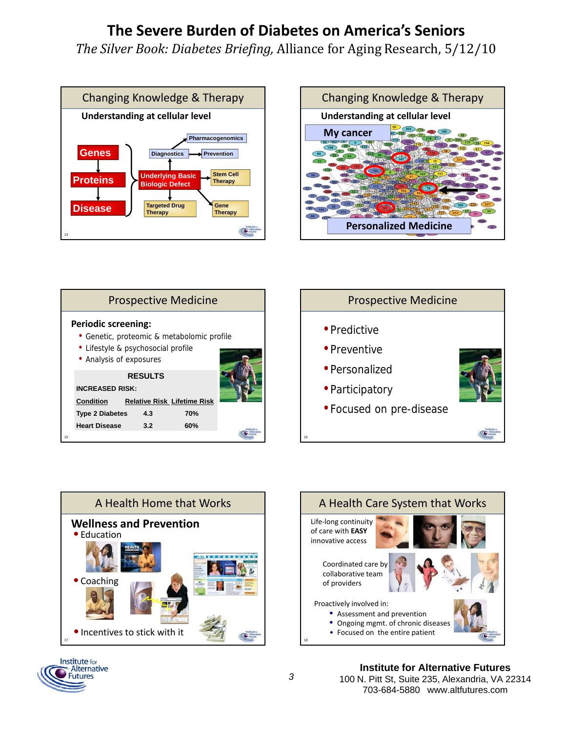# The Severe Burden of Diabetes on America's Seniors

*The Silver Book: Diabetes Briefing,* Alliance for Aging Research, 5/12/10

## Changing Knowledge & Therapy

**Understanding at cellular level**

- Genes
- Proteins
- Disease

Underlying Basic Biologic Defect → Diagnostics, Pharmacogenomics, Prevention, Stem Cell Therapy, Targeted Drug Therapy, Gene Therapy

## Changing Knowledge & Therapy

**Understanding at cellular level**

My cancer

Personalized Medicine

## Prospective Medicine

**Periodic screening:**

- Genetic, proteomic & metabolomic profile
- Lifestyle & psychosocial profile
- Analysis of exposures

**RESULTS**

**INCREASED RISK:**

| Condition | Relative Risk | Lifetime Risk |
|---|---|---|
| Type 2 Diabetes | 4.3 | 70% |
| Heart Disease | 3.2 | 60% |

## Prospective Medicine

- Predictive
- Preventive
- Personalized
- Participatory
- Focused on pre-disease

## A Health Home that Works

**Wellness and Prevention**

- Education
- Coaching
- Incentives to stick with it

## A Health Care System that Works

Life-long continuity of care with **EASY** innovative access

Coordinated care by collaborative team of providers

Proactively involved in:

- Assessment and prevention
- Ongoing mgmt. of chronic diseases
- Focused on the entire patient

**Institute for Alternative Futures**
100 N. Pitt St, Suite 235, Alexandria, VA 22314
703-684-5880 www.altfutures.com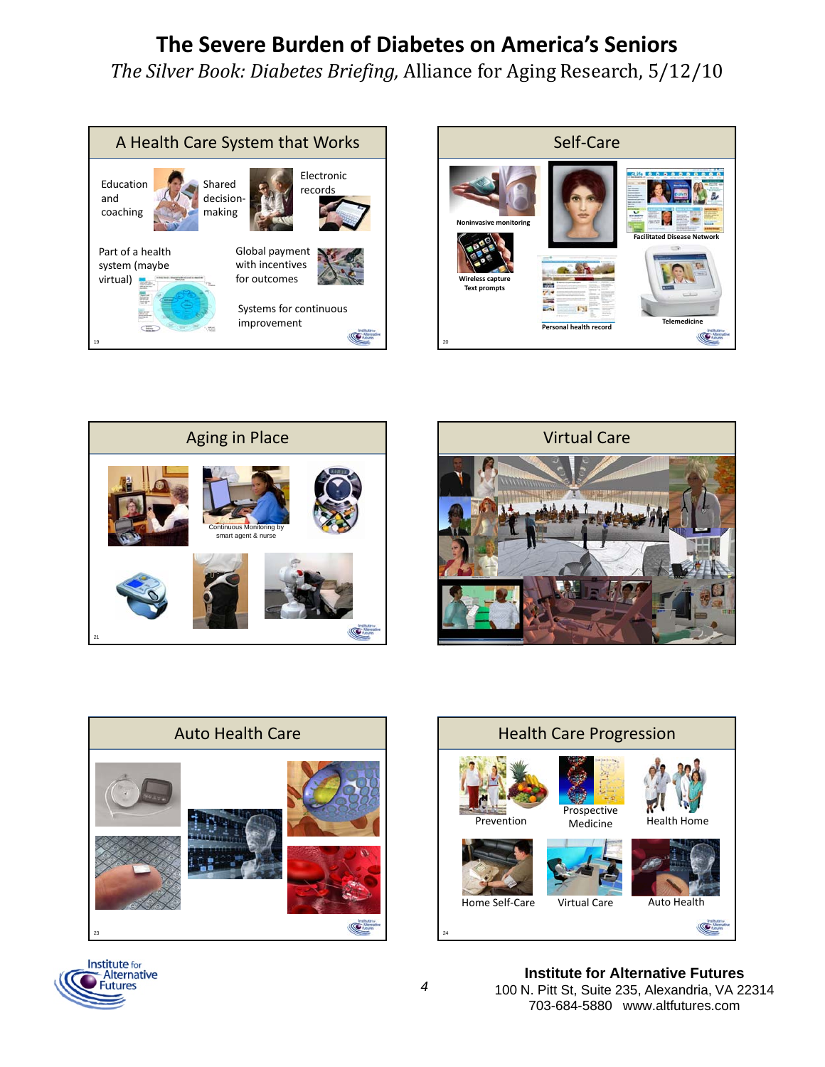# The Severe Burden of Diabetes on America's Seniors

*The Silver Book: Diabetes Briefing,* Alliance for Aging Research, 5/12/10

## A Health Care System that Works

- Education and coaching
- Shared decision-making
- Electronic records
- Part of a health system (maybe virtual)
- Global payment with incentives for outcomes
- Systems for continuous improvement

## Self-Care

- Noninvasive monitoring
- Wireless capture Text prompts
- Personal health record
- Facilitated Disease Network
- Telemedicine

## Aging in Place

Continuous Monitoring by smart agent & nurse

## Virtual Care

## Auto Health Care

## Health Care Progression

- Prevention
- Prospective Medicine
- Health Home
- Home Self-Care
- Virtual Care
- Auto Health

**Institute for Alternative Futures**
100 N. Pitt St, Suite 235, Alexandria, VA 22314
703-684-5880 www.altfutures.com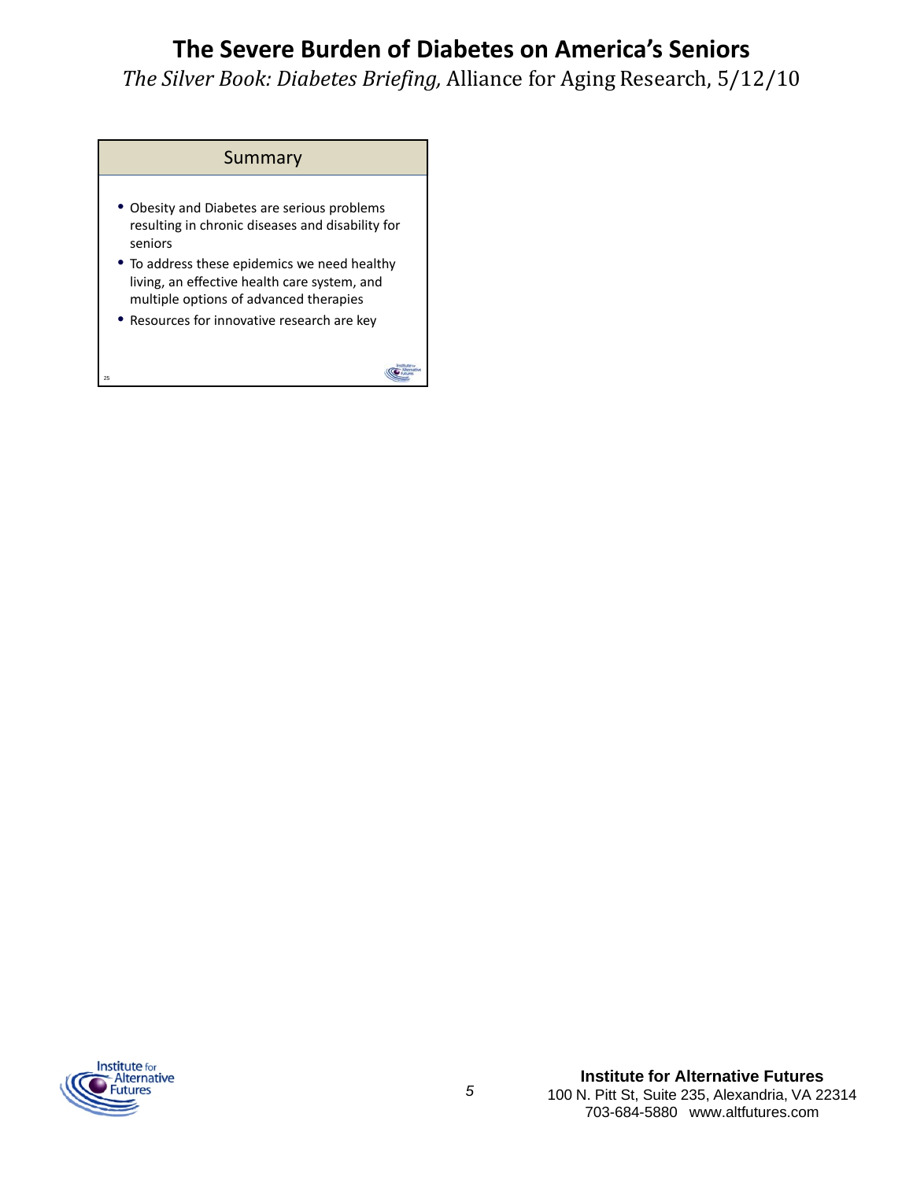## Summary

- Obesity and Diabetes are serious problems resulting in chronic diseases and disability for seniors
- To address these epidemics we need healthy living, an effective health care system, and multiple options of advanced therapies
- Resources for innovative research are key